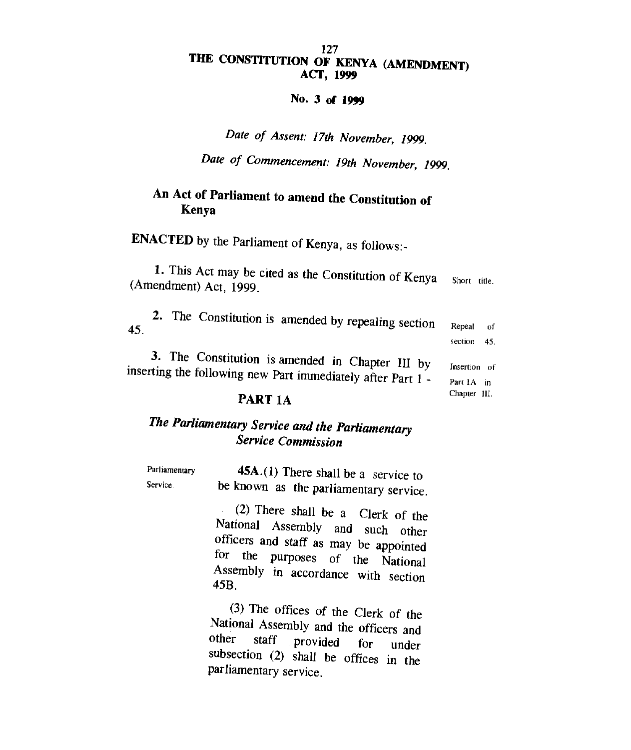# THE CONSTITUTION OF KENYA (AMENDMENT) ACT, 1999

**No. 3 of 1999**

*Date of Assent: 17th November, 1999.*

*Date of Commencement: 19th November, 1999.*

## An Act of Parliament to amend the Constitution of Kenya

**ENACTED** by the Parliament of Kenya, as follows:-

1. This Act may be cited as the Constitution of Kenya (Amendment) Act, 1999. — Short title.

2. The Constitution is amended by repealing section 45. — Repeal of section 45.

3. The Constitution is amended in Chapter III by inserting the following new Part immediately after Part 1 - — Insertion of Part 1A in Chapter III.

### PART 1A

### *The Parliamentary Service and the Parliamentary Service Commission*

Parliamentary Service.

**45A.**(1) There shall be a service to be known as the parliamentary service.

(2) There shall be a Clerk of the National Assembly and such other officers and staff as may be appointed for the purposes of the National Assembly in accordance with section 45B.

(3) The offices of the Clerk of the National Assembly and the officers and other staff provided for under subsection (2) shall be offices in the parliamentary service.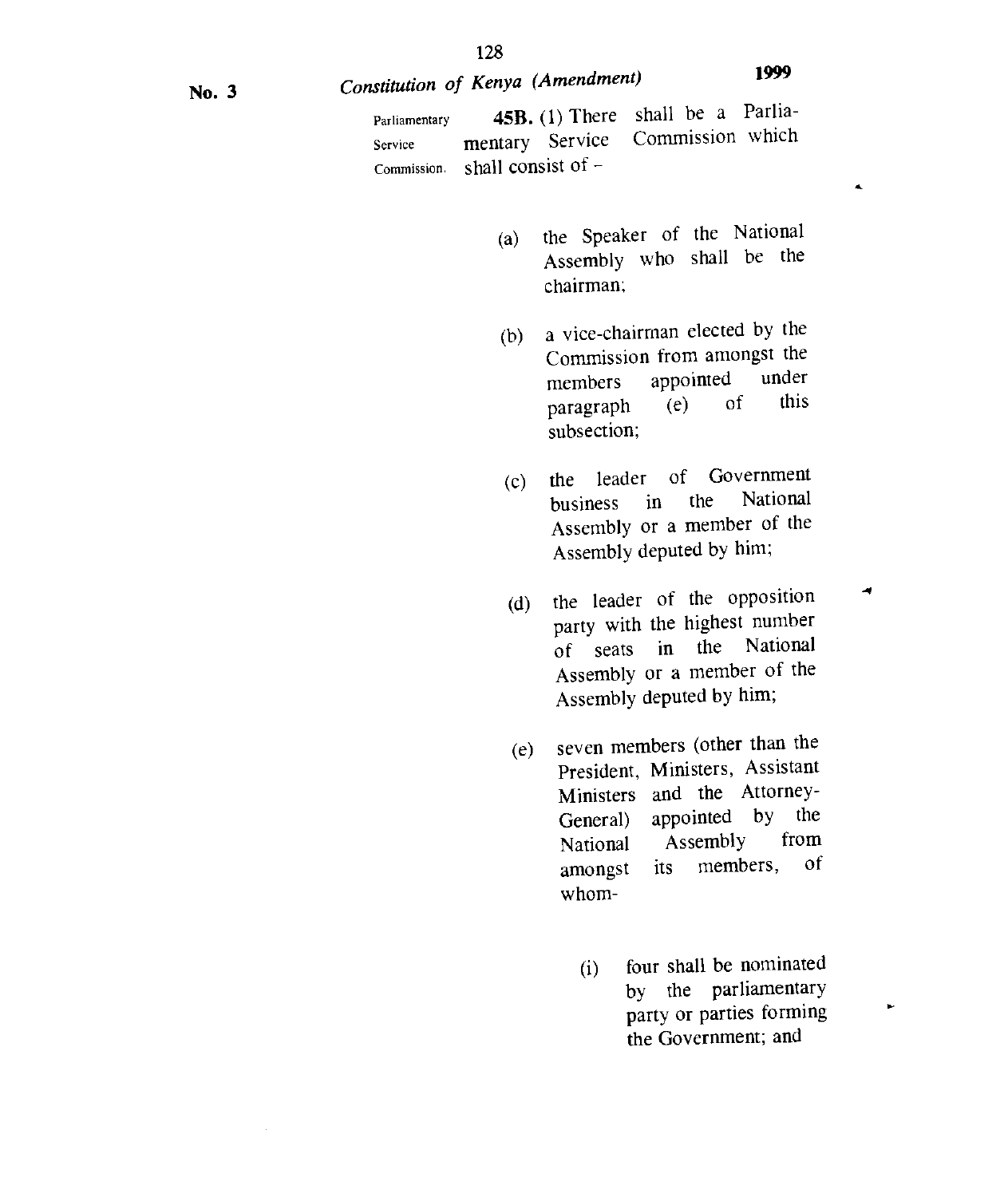Parliamentary Service Commission.

**45B.** (1) There shall be a Parliamentary Service Commission which shall consist of –

(a) the Speaker of the National Assembly who shall be the chairman;

(b) a vice-chairman elected by the Commission from amongst the members appointed under paragraph (e) of this subsection;

(c) the leader of Government business in the National Assembly or a member of the Assembly deputed by him;

(d) the leader of the opposition party with the highest number of seats in the National Assembly or a member of the Assembly deputed by him;

(e) seven members (other than the President, Ministers, Assistant Ministers and the Attorney-General) appointed by the National Assembly from amongst its members, of whom-

(i) four shall be nominated by the parliamentary party or parties forming the Government; and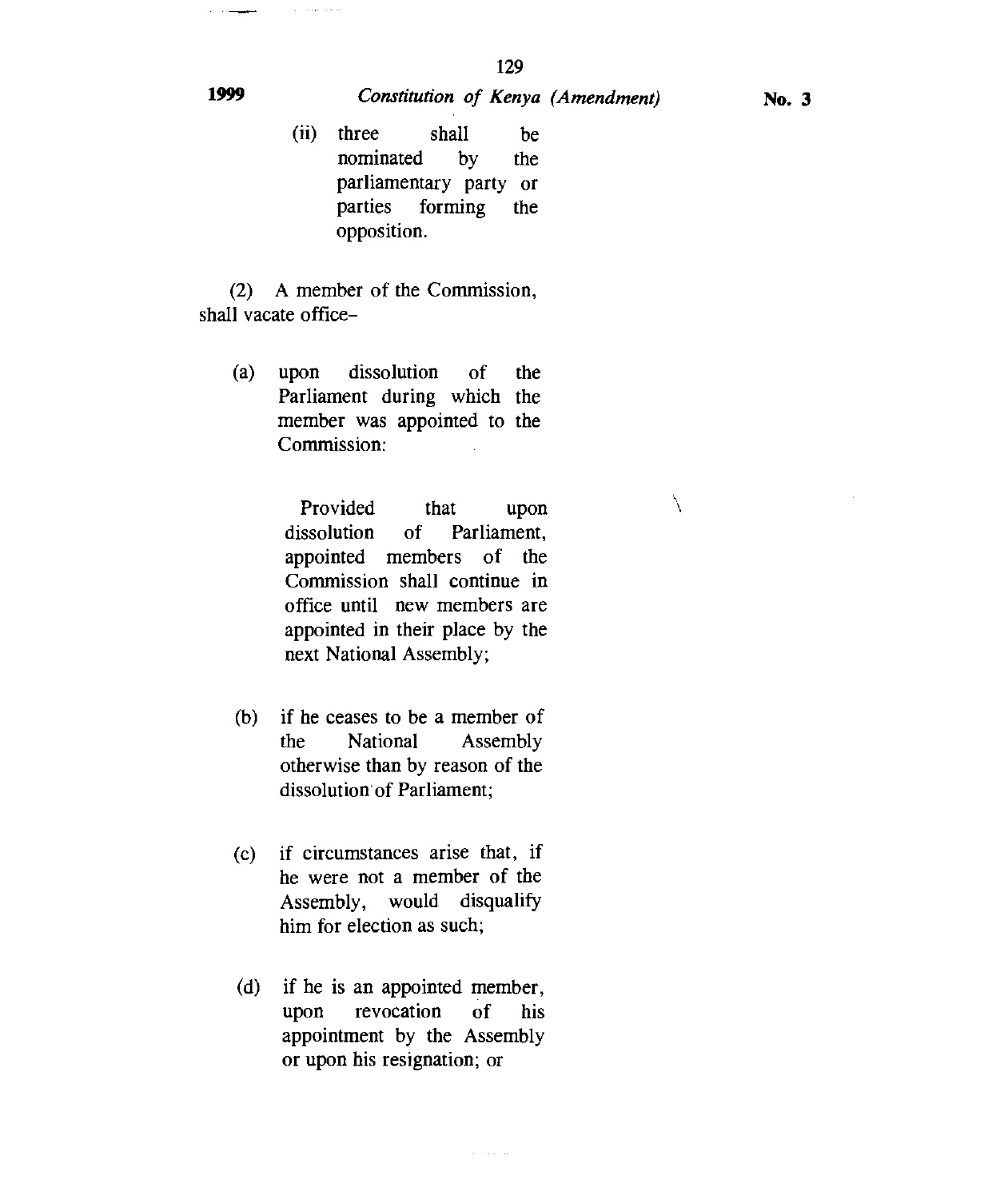(ii) three shall be nominated by the parliamentary party or parties forming the opposition.

(2) A member of the Commission, shall vacate office–

(a) upon dissolution of the Parliament during which the member was appointed to the Commission:

Provided that upon dissolution of Parliament, appointed members of the Commission shall continue in office until new members are appointed in their place by the next National Assembly;

(b) if he ceases to be a member of the National Assembly otherwise than by reason of the dissolution of Parliament;

(c) if circumstances arise that, if he were not a member of the Assembly, would disqualify him for election as such;

(d) if he is an appointed member, upon revocation of his appointment by the Assembly or upon his resignation; or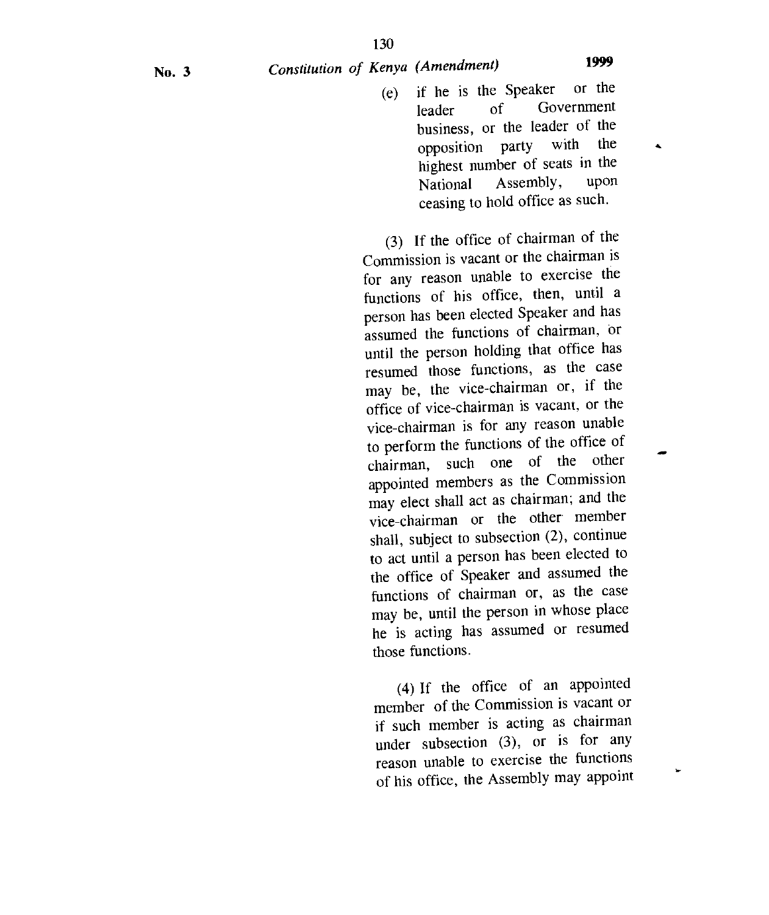(e) if he is the Speaker or the leader of Government business, or the leader of the opposition party with the highest number of seats in the National Assembly, upon ceasing to hold office as such.

(3) If the office of chairman of the Commission is vacant or the chairman is for any reason unable to exercise the functions of his office, then, until a person has been elected Speaker and has assumed the functions of chairman, or until the person holding that office has resumed those functions, as the case may be, the vice-chairman or, if the office of vice-chairman is vacant, or the vice-chairman is for any reason unable to perform the functions of the office of chairman, such one of the other appointed members as the Commission may elect shall act as chairman; and the vice-chairman or the other member shall, subject to subsection (2), continue to act until a person has been elected to the office of Speaker and assumed the functions of chairman or, as the case may be, until the person in whose place he is acting has assumed or resumed those functions.

(4) If the office of an appointed member of the Commission is vacant or if such member is acting as chairman under subsection (3), or is for any reason unable to exercise the functions of his office, the Assembly may appoint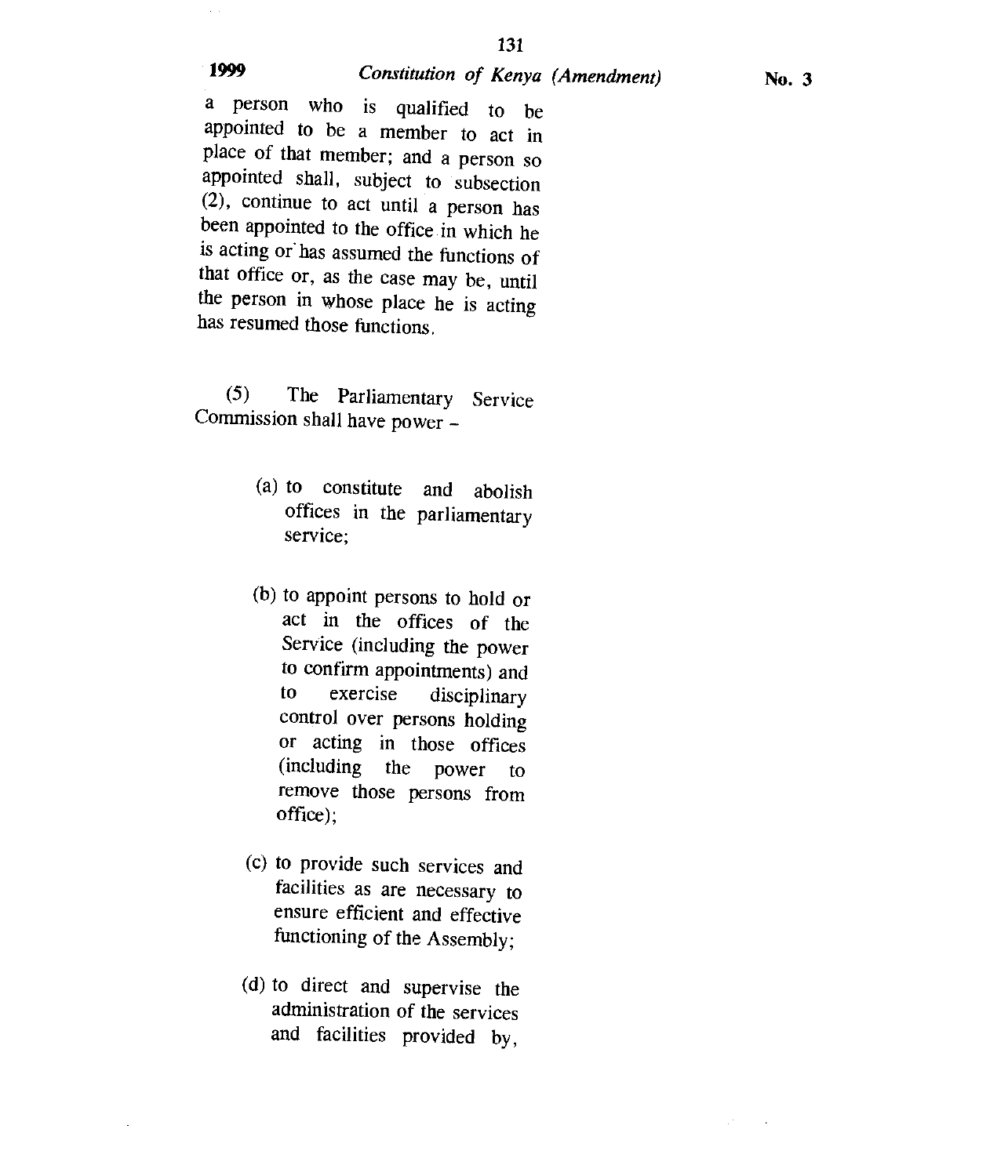a person who is qualified to be appointed to be a member to act in place of that member; and a person so appointed shall, subject to subsection (2), continue to act until a person has been appointed to the office in which he is acting or has assumed the functions of that office or, as the case may be, until the person in whose place he is acting has resumed those functions.

(5) The Parliamentary Service Commission shall have power –

(a) to constitute and abolish offices in the parliamentary service;

(b) to appoint persons to hold or act in the offices of the Service (including the power to confirm appointments) and to exercise disciplinary control over persons holding or acting in those offices (including the power to remove those persons from office);

(c) to provide such services and facilities as are necessary to ensure efficient and effective functioning of the Assembly;

(d) to direct and supervise the administration of the services and facilities provided by,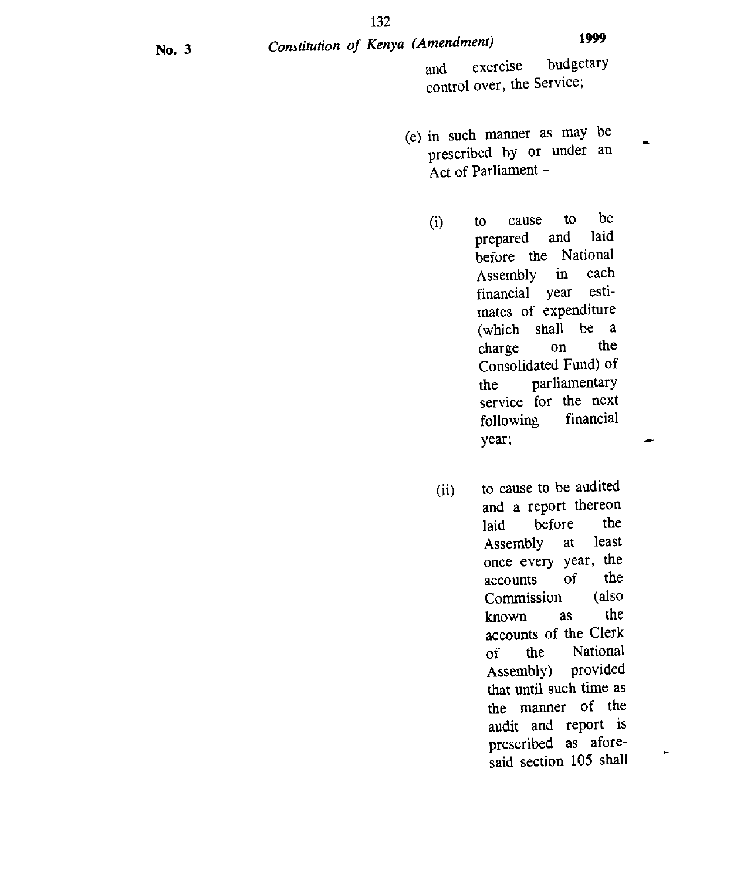and exercise budgetary control over, the Service;

(e) in such manner as may be prescribed by or under an Act of Parliament -

(i) to cause to be prepared and laid before the National Assembly in each financial year estimates of expenditure (which shall be a charge on the Consolidated Fund) of the parliamentary service for the next following financial year;

(ii) to cause to be audited and a report thereon laid before the Assembly at least once every year, the accounts of the Commission (also known as the accounts of the Clerk of the National Assembly) provided that until such time as the manner of the audit and report is prescribed as aforesaid section 105 shall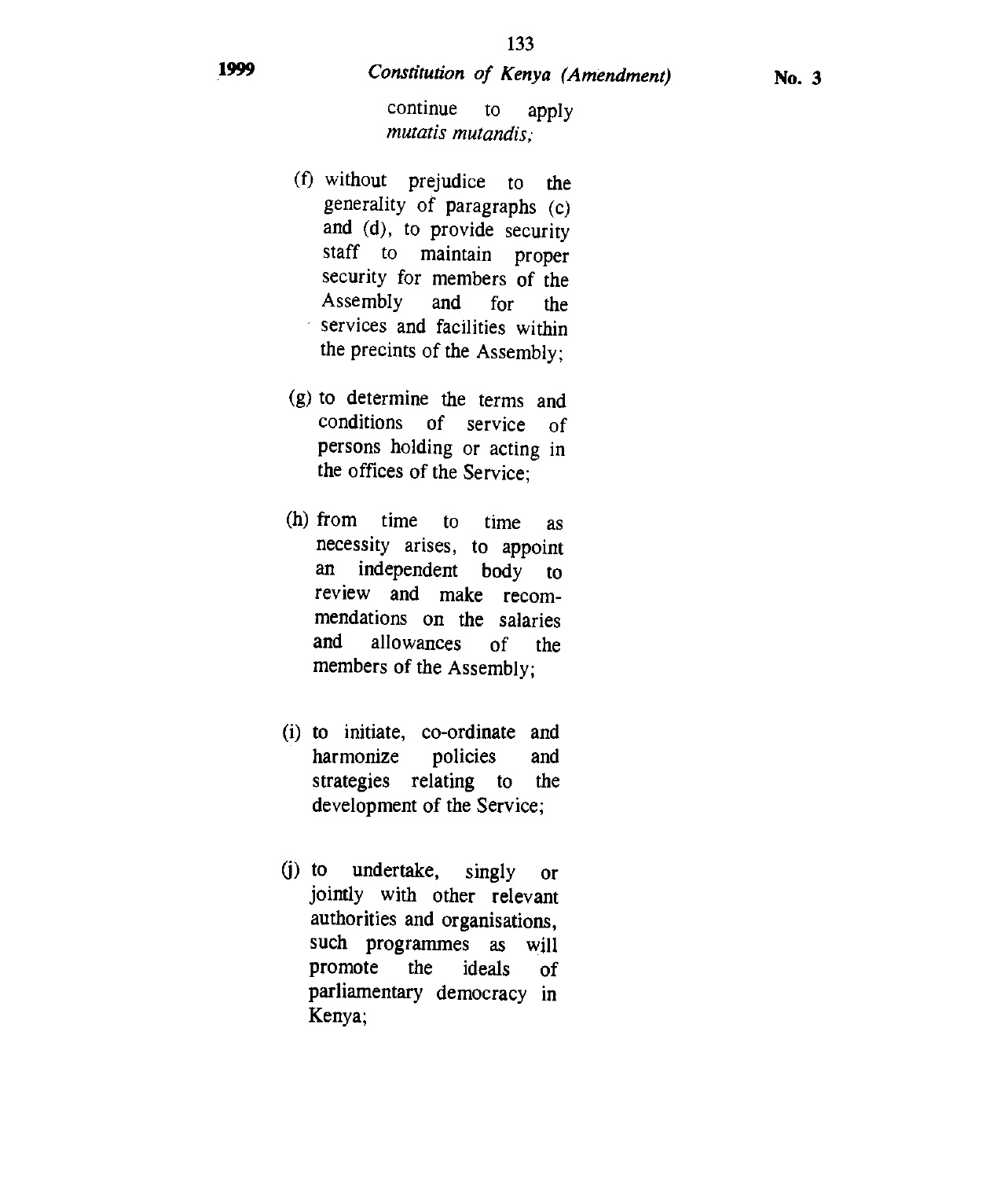continue to apply *mutatis mutandis;*

(f) without prejudice to the generality of paragraphs (c) and (d), to provide security staff to maintain proper security for members of the Assembly and for the services and facilities within the precints of the Assembly;

(g) to determine the terms and conditions of service of persons holding or acting in the offices of the Service;

(h) from time to time as necessity arises, to appoint an independent body to review and make recommendations on the salaries and allowances of the members of the Assembly;

(i) to initiate, co-ordinate and harmonize policies and strategies relating to the development of the Service;

(j) to undertake, singly or jointly with other relevant authorities and organisations, such programmes as will promote the ideals of parliamentary democracy in Kenya;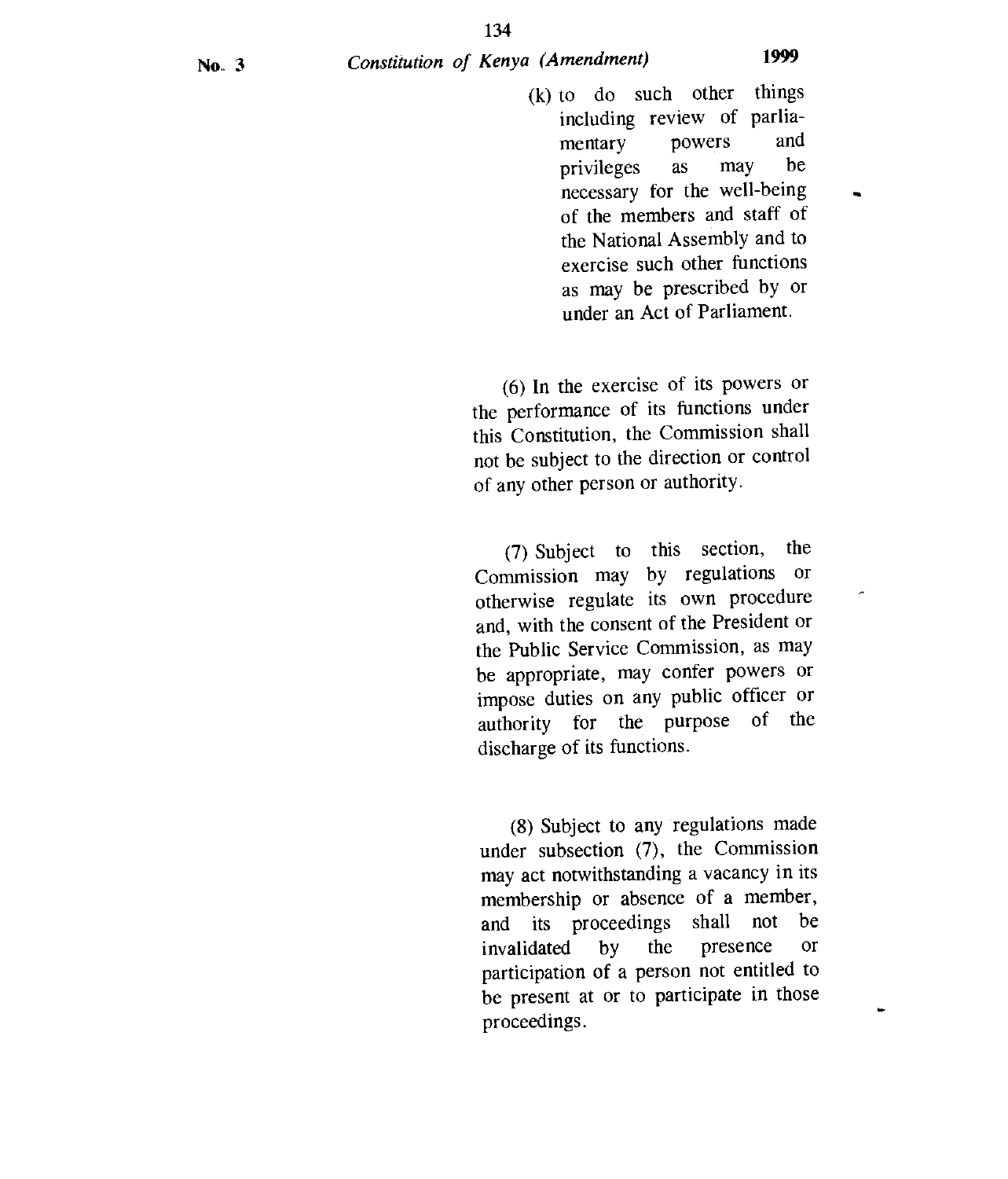(k) to do such other things including review of parliamentary powers and privileges as may be necessary for the well-being of the members and staff of the National Assembly and to exercise such other functions as may be prescribed by or under an Act of Parliament.

(6) In the exercise of its powers or the performance of its functions under this Constitution, the Commission shall not be subject to the direction or control of any other person or authority.

(7) Subject to this section, the Commission may by regulations or otherwise regulate its own procedure and, with the consent of the President or the Public Service Commission, as may be appropriate, may confer powers or impose duties on any public officer or authority for the purpose of the discharge of its functions.

(8) Subject to any regulations made under subsection (7), the Commission may act notwithstanding a vacancy in its membership or absence of a member, and its proceedings shall not be invalidated by the presence or participation of a person not entitled to be present at or to participate in those proceedings.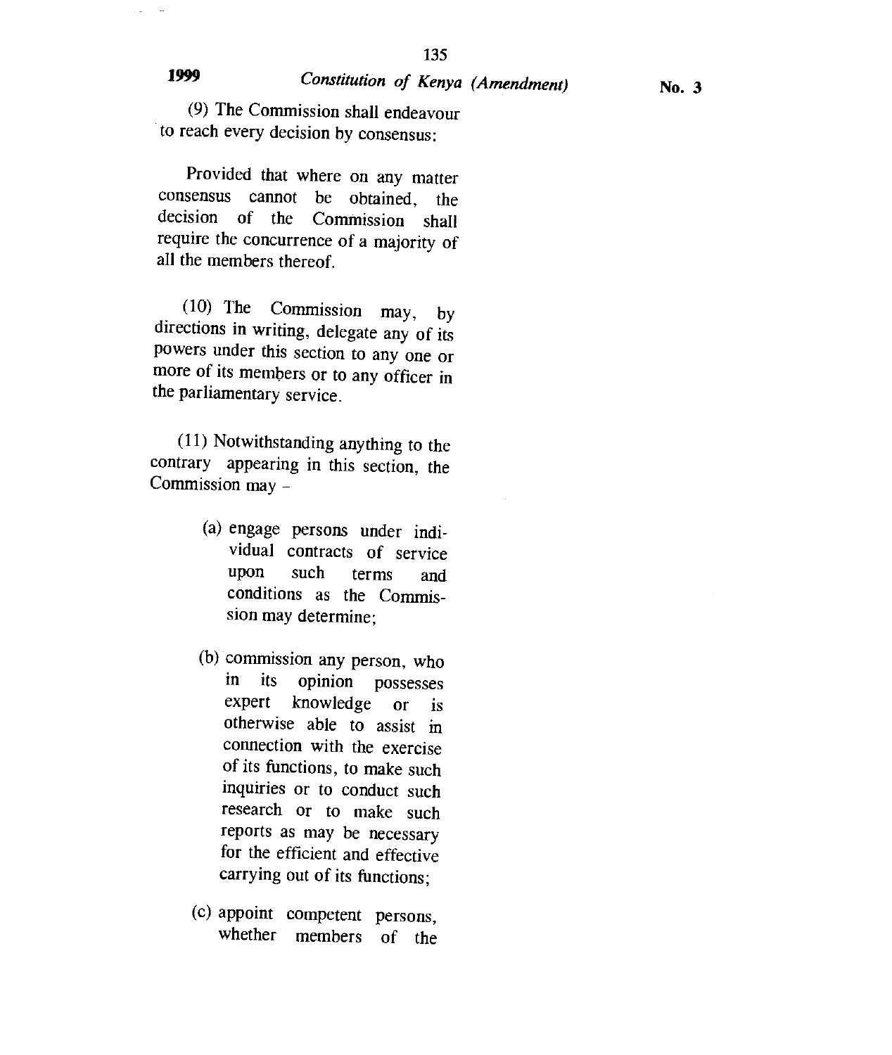(9) The Commission shall endeavour to reach every decision by consensus:

Provided that where on any matter consensus cannot be obtained, the decision of the Commission shall require the concurrence of a majority of all the members thereof.

(10) The Commission may, by directions in writing, delegate any of its powers under this section to any one or more of its members or to any officer in the parliamentary service.

(11) Notwithstanding anything to the contrary appearing in this section, the Commission may –

(a) engage persons under individual contracts of service upon such terms and conditions as the Commission may determine;

(b) commission any person, who in its opinion possesses expert knowledge or is otherwise able to assist in connection with the exercise of its functions, to make such inquiries or to conduct such research or to make such reports as may be necessary for the efficient and effective carrying out of its functions;

(c) appoint competent persons, whether members of the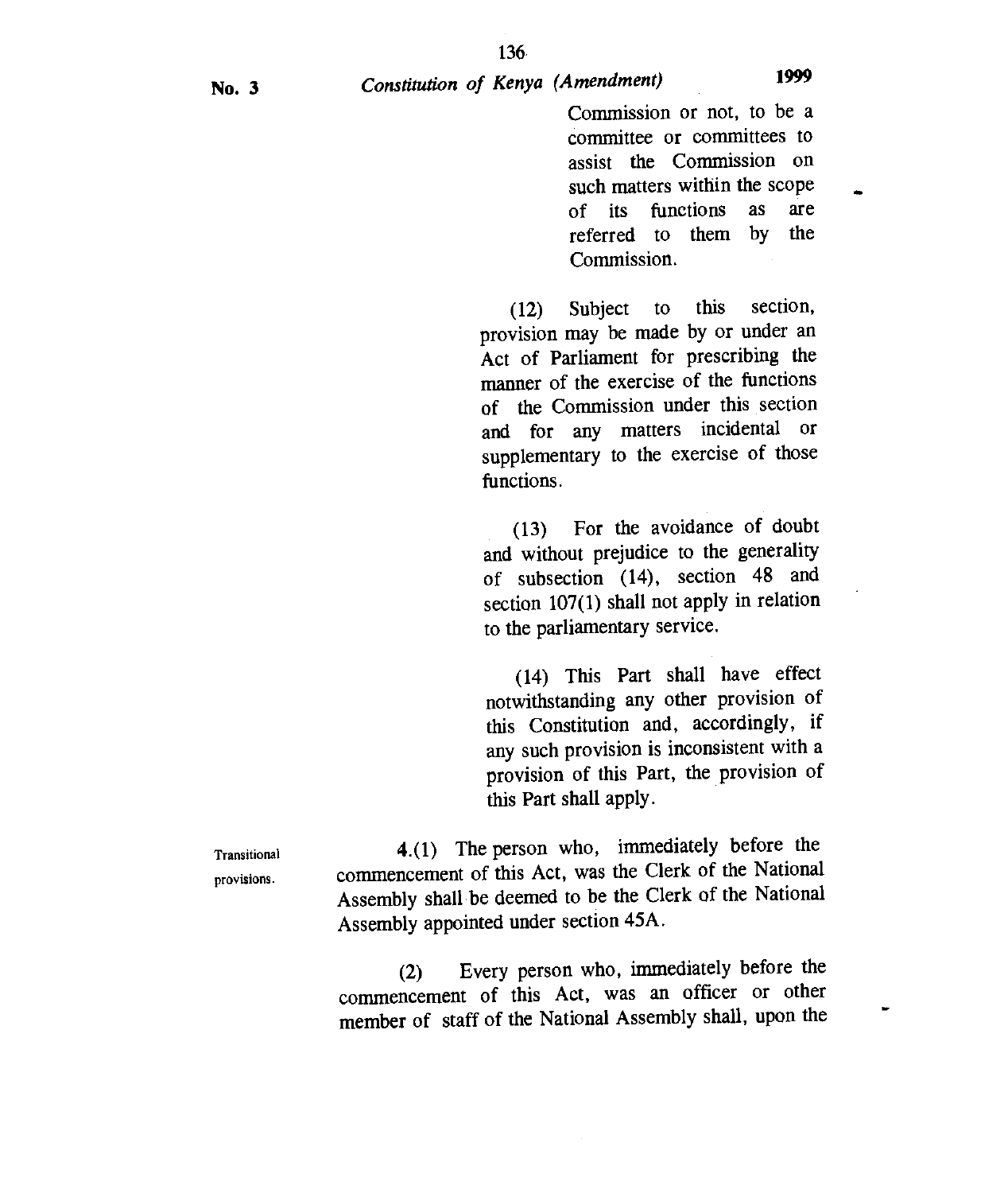Commission or not, to be a committee or committees to assist the Commission on such matters within the scope of its functions as are referred to them by the Commission.

(12) Subject to this section, provision may be made by or under an Act of Parliament for prescribing the manner of the exercise of the functions of the Commission under this section and for any matters incidental or supplementary to the exercise of those functions.

(13) For the avoidance of doubt and without prejudice to the generality of subsection (14), section 48 and section 107(1) shall not apply in relation to the parliamentary service.

(14) This Part shall have effect notwithstanding any other provision of this Constitution and, accordingly, if any such provision is inconsistent with a provision of this Part, the provision of this Part shall apply.

Transitional provisions.

**4.**(1) The person who, immediately before the commencement of this Act, was the Clerk of the National Assembly shall be deemed to be the Clerk of the National Assembly appointed under section 45A.

(2) Every person who, immediately before the commencement of this Act, was an officer or other member of staff of the National Assembly shall, upon the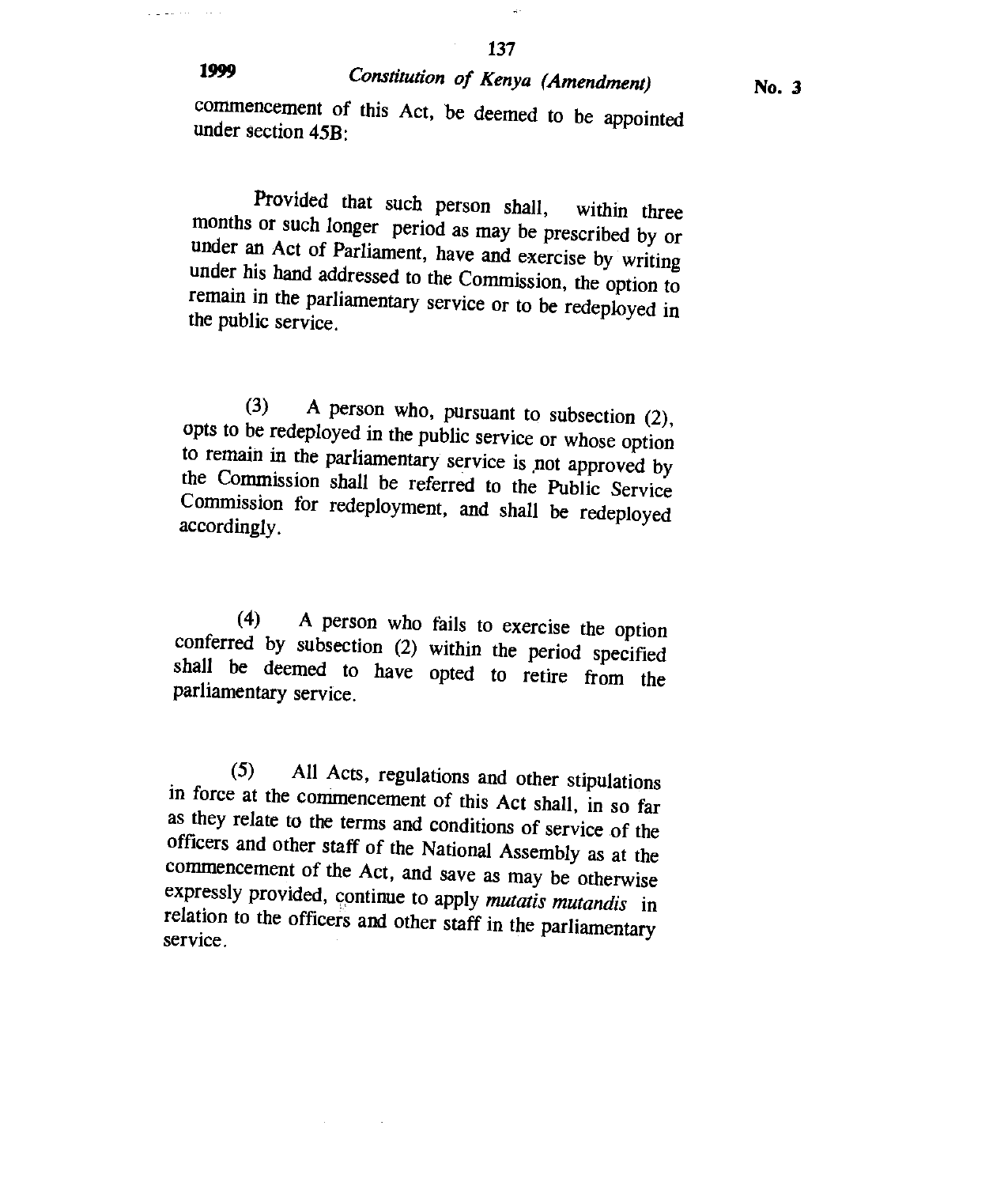commencement of this Act, be deemed to be appointed under section 45B:

Provided that such person shall, within three months or such longer period as may be prescribed by or under an Act of Parliament, have and exercise by writing under his hand addressed to the Commission, the option to remain in the parliamentary service or to be redeployed in the public service.

(3) A person who, pursuant to subsection (2), opts to be redeployed in the public service or whose option to remain in the parliamentary service is not approved by the Commission shall be referred to the Public Service Commission for redeployment, and shall be redeployed accordingly.

(4) A person who fails to exercise the option conferred by subsection (2) within the period specified shall be deemed to have opted to retire from the parliamentary service.

(5) All Acts, regulations and other stipulations in force at the commencement of this Act shall, in so far as they relate to the terms and conditions of service of the officers and other staff of the National Assembly as at the commencement of the Act, and save as may be otherwise expressly provided, continue to apply *mutatis mutandis* in relation to the officers and other staff in the parliamentary service.